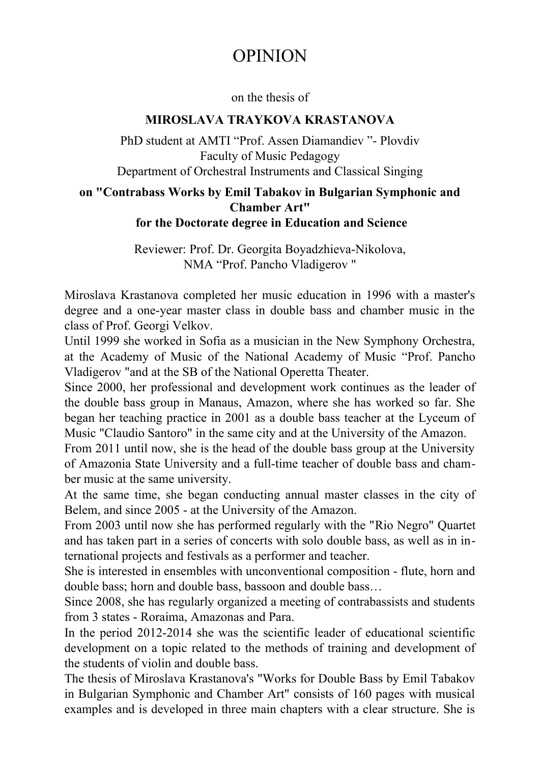# OPINION

on the thesis of

**MIROSLAVA TRAYKOVA KRASTANOVA**

PhD student at AMTI "Prof. Assen Diamandiev "- Plovdiv
Faculty of Music Pedagogy
Department of Orchestral Instruments and Classical Singing

**on "Contrabass Works by Emil Tabakov in Bulgarian Symphonic and Chamber Art"**
**for the Doctorate degree in Education and Science**

Reviewer: Prof. Dr. Georgita Boyadzhieva-Nikolova,
NMA "Prof. Pancho Vladigerov "

Miroslava Krastanova completed her music education in 1996 with a master's degree and a one-year master class in double bass and chamber music in the class of Prof. Georgi Velkov.

Until 1999 she worked in Sofia as a musician in the New Symphony Orchestra, at the Academy of Music of the National Academy of Music "Prof. Pancho Vladigerov "and at the SB of the National Operetta Theater.

Since 2000, her professional and development work continues as the leader of the double bass group in Manaus, Amazon, where she has worked so far. She began her teaching practice in 2001 as a double bass teacher at the Lyceum of Music "Claudio Santoro" in the same city and at the University of the Amazon.

From 2011 until now, she is the head of the double bass group at the University of Amazonia State University and a full-time teacher of double bass and chamber music at the same university.

At the same time, she began conducting annual master classes in the city of Belem, and since 2005 - at the University of the Amazon.

From 2003 until now she has performed regularly with the "Rio Negro" Quartet and has taken part in a series of concerts with solo double bass, as well as in international projects and festivals as a performer and teacher.

She is interested in ensembles with unconventional composition - flute, horn and double bass; horn and double bass, bassoon and double bass…

Since 2008, she has regularly organized a meeting of contrabassists and students from 3 states - Roraima, Amazonas and Para.

In the period 2012-2014 she was the scientific leader of educational scientific development on a topic related to the methods of training and development of the students of violin and double bass.

The thesis of Miroslava Krastanova's "Works for Double Bass by Emil Tabakov in Bulgarian Symphonic and Chamber Art" consists of 160 pages with musical examples and is developed in three main chapters with a clear structure. She is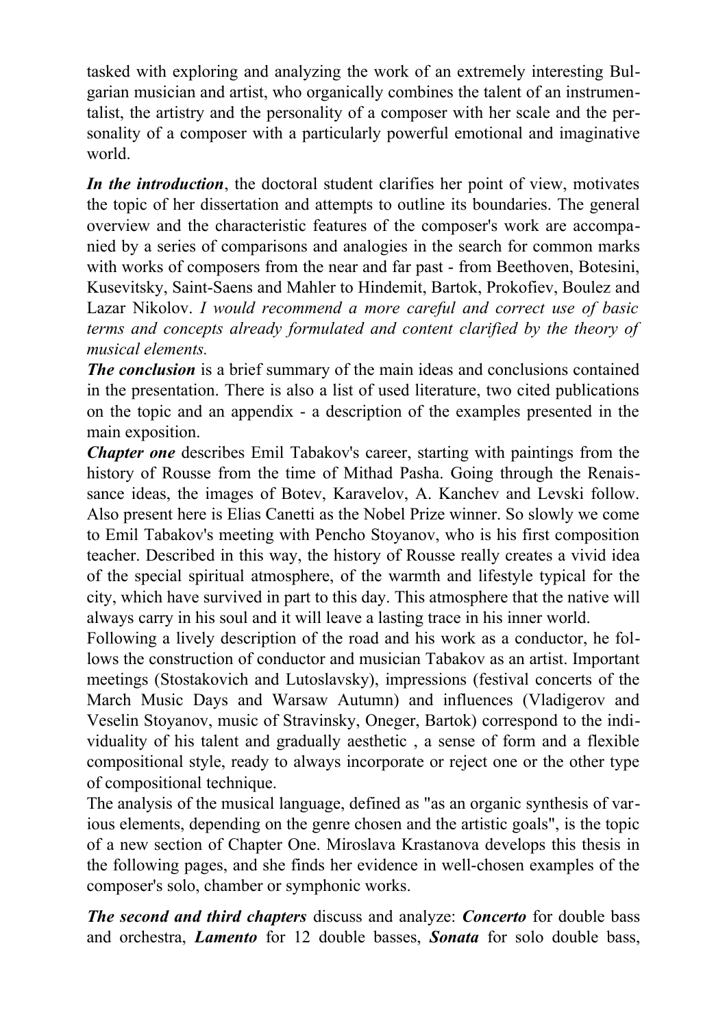tasked with exploring and analyzing the work of an extremely interesting Bulgarian musician and artist, who organically combines the talent of an instrumentalist, the artistry and the personality of a composer with her scale and the personality of a composer with a particularly powerful emotional and imaginative world.

***In the introduction***, the doctoral student clarifies her point of view, motivates the topic of her dissertation and attempts to outline its boundaries. The general overview and the characteristic features of the composer's work are accompanied by a series of comparisons and analogies in the search for common marks with works of composers from the near and far past - from Beethoven, Botesini, Kusevitsky, Saint-Saens and Mahler to Hindemit, Bartok, Prokofiev, Boulez and Lazar Nikolov. *I would recommend a more careful and correct use of basic terms and concepts already formulated and content clarified by the theory of musical elements.*

***The conclusion*** is a brief summary of the main ideas and conclusions contained in the presentation. There is also a list of used literature, two cited publications on the topic and an appendix - a description of the examples presented in the main exposition.

***Chapter one*** describes Emil Tabakov's career, starting with paintings from the history of Rousse from the time of Mithad Pasha. Going through the Renaissance ideas, the images of Botev, Karavelov, A. Kanchev and Levski follow. Also present here is Elias Canetti as the Nobel Prize winner. So slowly we come to Emil Tabakov's meeting with Pencho Stoyanov, who is his first composition teacher. Described in this way, the history of Rousse really creates a vivid idea of the special spiritual atmosphere, of the warmth and lifestyle typical for the city, which have survived in part to this day. This atmosphere that the native will always carry in his soul and it will leave a lasting trace in his inner world.

Following a lively description of the road and his work as a conductor, he follows the construction of conductor and musician Tabakov as an artist. Important meetings (Stostakovich and Lutoslavsky), impressions (festival concerts of the March Music Days and Warsaw Autumn) and influences (Vladigerov and Veselin Stoyanov, music of Stravinsky, Oneger, Bartok) correspond to the individuality of his talent and gradually aesthetic , a sense of form and a flexible compositional style, ready to always incorporate or reject one or the other type of compositional technique.

The analysis of the musical language, defined as "as an organic synthesis of various elements, depending on the genre chosen and the artistic goals", is the topic of a new section of Chapter One. Miroslava Krastanova develops this thesis in the following pages, and she finds her evidence in well-chosen examples of the composer's solo, chamber or symphonic works.

***The second and third chapters*** discuss and analyze: ***Concerto*** for double bass and orchestra, ***Lamento*** for 12 double basses, ***Sonata*** for solo double bass,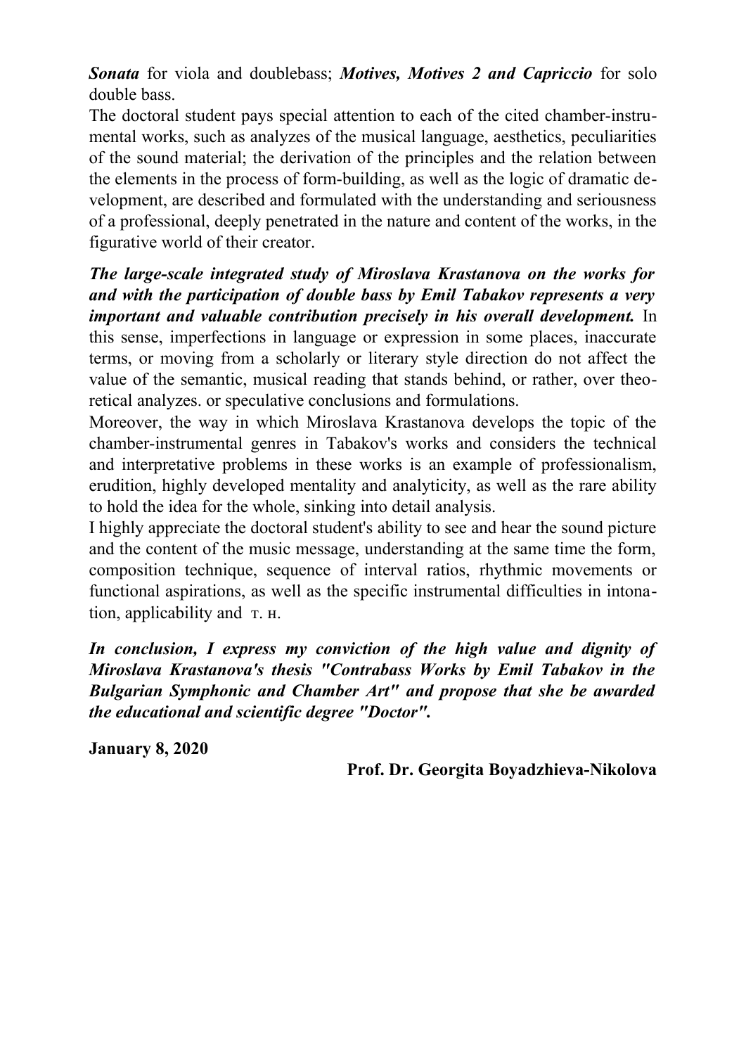***Sonata*** for viola and doublebass; ***Motives, Motives 2 and Capriccio*** for solo double bass.

The doctoral student pays special attention to each of the cited chamber-instrumental works, such as analyzes of the musical language, aesthetics, peculiarities of the sound material; the derivation of the principles and the relation between the elements in the process of form-building, as well as the logic of dramatic development, are described and formulated with the understanding and seriousness of a professional, deeply penetrated in the nature and content of the works, in the figurative world of their creator.

***The large-scale integrated study of Miroslava Krastanova on the works for and with the participation of double bass by Emil Tabakov represents a very important and valuable contribution precisely in his overall development.*** In this sense, imperfections in language or expression in some places, inaccurate terms, or moving from a scholarly or literary style direction do not affect the value of the semantic, musical reading that stands behind, or rather, over theoretical analyzes. or speculative conclusions and formulations.

Moreover, the way in which Miroslava Krastanova develops the topic of the chamber-instrumental genres in Tabakov's works and considers the technical and interpretative problems in these works is an example of professionalism, erudition, highly developed mentality and analyticity, as well as the rare ability to hold the idea for the whole, sinking into detail analysis.

I highly appreciate the doctoral student's ability to see and hear the sound picture and the content of the music message, understanding at the same time the form, composition technique, sequence of interval ratios, rhythmic movements or functional aspirations, as well as the specific instrumental difficulties in intonation, applicability and т. н.

***In conclusion, I express my conviction of the high value and dignity of Miroslava Krastanova's thesis "Contrabass Works by Emil Tabakov in the Bulgarian Symphonic and Chamber Art" and propose that she be awarded the educational and scientific degree "Doctor".***

**January 8, 2020**

**Prof. Dr. Georgita Boyadzhieva-Nikolova**